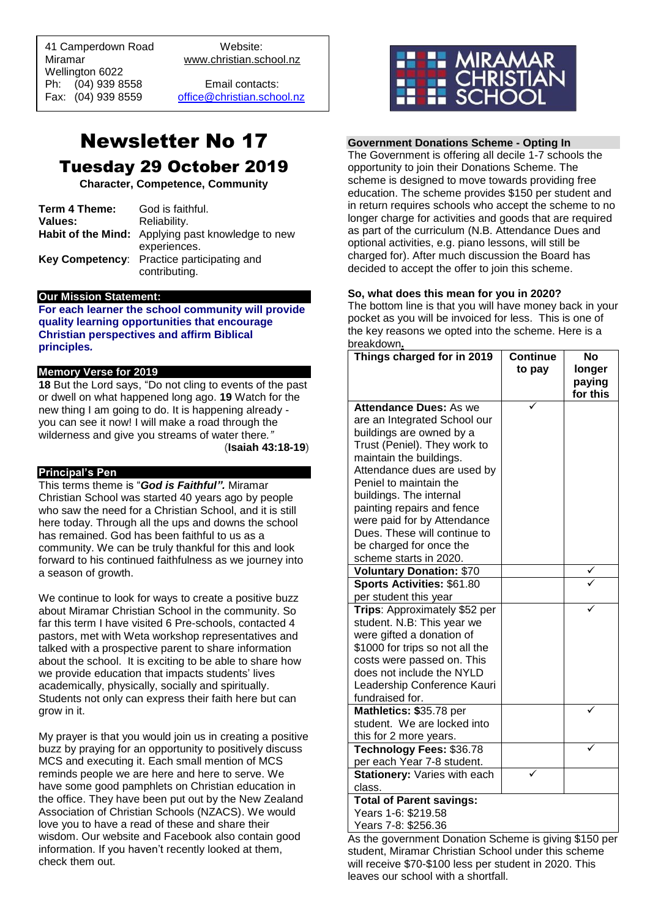41 Camperdown Road
Miramar
Wellington 6022
Ph: (04) 939 8558
Fax: (04) 939 8559

Website:
www.christian.school.nz

Email contacts:
office@christian.school.nz

MIRAMAR CHRISTIAN SCHOOL

# Newsletter No 17

## Tuesday 29 October 2019

**Character, Competence, Community**

| | |
|---|---|
| **Term 4 Theme:** | God is faithful. |
| **Values:** | Reliability. |
| **Habit of the Mind:** | Applying past knowledge to new experiences. |
| **Key Competency**: | Practice participating and contributing. |

### Our Mission Statement:

**For each learner the school community will provide quality learning opportunities that encourage Christian perspectives and affirm Biblical principles.**

### Memory Verse for 2019

**18** But the Lord says, "Do not cling to events of the past or dwell on what happened long ago. **19** Watch for the new thing I am going to do. It is happening already - you can see it now! I will make a road through the wilderness and give you streams of water there.*"*
(**Isaiah 43:18-19**)

### Principal's Pen

This terms theme is "***God is Faithful".*** Miramar Christian School was started 40 years ago by people who saw the need for a Christian School, and it is still here today. Through all the ups and downs the school has remained. God has been faithful to us as a community. We can be truly thankful for this and look forward to his continued faithfulness as we journey into a season of growth.

We continue to look for ways to create a positive buzz about Miramar Christian School in the community. So far this term I have visited 6 Pre-schools, contacted 4 pastors, met with Weta workshop representatives and talked with a prospective parent to share information about the school. It is exciting to be able to share how we provide education that impacts students' lives academically, physically, socially and spiritually. Students not only can express their faith here but can grow in it.

My prayer is that you would join us in creating a positive buzz by praying for an opportunity to positively discuss MCS and executing it. Each small mention of MCS reminds people we are here and here to serve. We have some good pamphlets on Christian education in the office. They have been put out by the New Zealand Association of Christian Schools (NZACS). We would love you to have a read of these and share their wisdom. Our website and Facebook also contain good information. If you haven't recently looked at them, check them out.

### Government Donations Scheme - Opting In

The Government is offering all decile 1-7 schools the opportunity to join their Donations Scheme. The scheme is designed to move towards providing free education. The scheme provides $150 per student and in return requires schools who accept the scheme to no longer charge for activities and goods that are required as part of the curriculum (N.B. Attendance Dues and optional activities, e.g. piano lessons, will still be charged for). After much discussion the Board has decided to accept the offer to join this scheme.

**So, what does this mean for you in 2020?**

The bottom line is that you will have money back in your pocket as you will be invoiced for less. This is one of the key reasons we opted into the scheme. Here is a breakdown**.**

| Things charged for in 2019 | Continue to pay | No longer paying for this |
|---|---|---|
| **Attendance Dues:** As we are an Integrated School our buildings are owned by a Trust (Peniel). They work to maintain the buildings. Attendance dues are used by Peniel to maintain the buildings. The internal painting repairs and fence were paid for by Attendance Dues. These will continue to be charged for once the scheme starts in 2020. | ✓ | |
| **Voluntary Donation:** $70 | | ✓ |
| **Sports Activities:** $61.80 per student this year | | ✓ |
| **Trips**: Approximately $52 per student. N.B: This year we were gifted a donation of $1000 for trips so not all the costs were passed on. This does not include the NYLD Leadership Conference Kauri fundraised for. | | ✓ |
| **Mathletics:** $35.78 per student. We are locked into this for 2 more years. | | ✓ |
| **Technology Fees:** $36.78 per each Year 7-8 student. | | ✓ |
| **Stationery:** Varies with each class. | ✓ | |
| **Total of Parent savings:** Years 1-6: $219.58 Years 7-8: $256.36 | | |

As the government Donation Scheme is giving $150 per student, Miramar Christian School under this scheme will receive $70-$100 less per student in 2020. This leaves our school with a shortfall.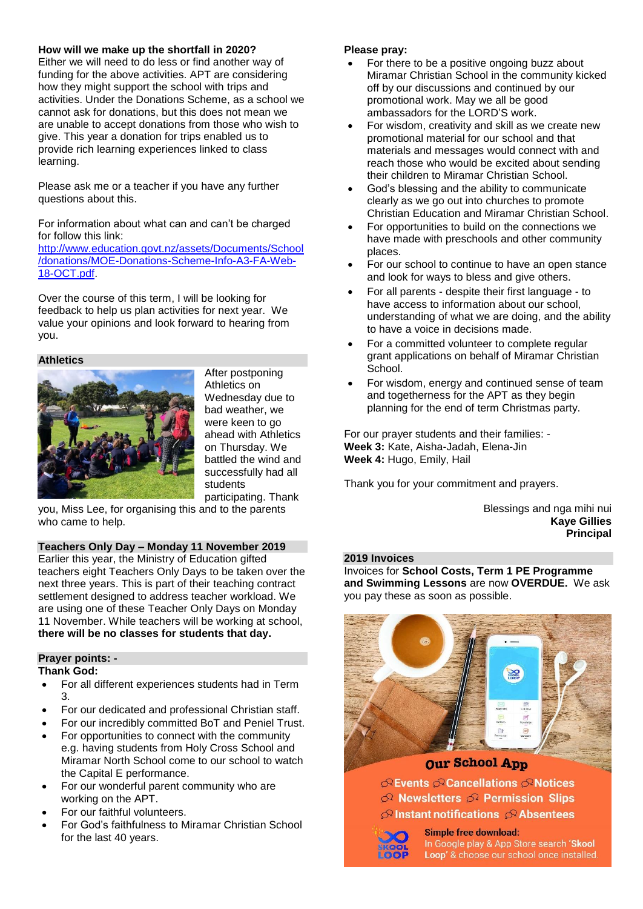**How will we make up the shortfall in 2020?**
Either we will need to do less or find another way of funding for the above activities. APT are considering how they might support the school with trips and activities. Under the Donations Scheme, as a school we cannot ask for donations, but this does not mean we are unable to accept donations from those who wish to give. This year a donation for trips enabled us to provide rich learning experiences linked to class learning.

Please ask me or a teacher if you have any further questions about this.

For information about what can and can't be charged for follow this link:
http://www.education.govt.nz/assets/Documents/School/donations/MOE-Donations-Scheme-Info-A3-FA-Web-18-OCT.pdf.

Over the course of this term, I will be looking for feedback to help us plan activities for next year. We value your opinions and look forward to hearing from you.

## Athletics

After postponing Athletics on Wednesday due to bad weather, we were keen to go ahead with Athletics on Thursday. We battled the wind and successfully had all students participating. Thank you, Miss Lee, for organising this and to the parents who came to help.

## Teachers Only Day – Monday 11 November 2019

Earlier this year, the Ministry of Education gifted teachers eight Teachers Only Days to be taken over the next three years. This is part of their teaching contract settlement designed to address teacher workload. We are using one of these Teacher Only Days on Monday 11 November. While teachers will be working at school, **there will be no classes for students that day.**

## Prayer points: -

**Thank God:**

- For all different experiences students had in Term 3.
- For our dedicated and professional Christian staff.
- For our incredibly committed BoT and Peniel Trust.
- For opportunities to connect with the community e.g. having students from Holy Cross School and Miramar North School come to our school to watch the Capital E performance.
- For our wonderful parent community who are working on the APT.
- For our faithful volunteers.
- For God's faithfulness to Miramar Christian School for the last 40 years.

**Please pray:**

- For there to be a positive ongoing buzz about Miramar Christian School in the community kicked off by our discussions and continued by our promotional work. May we all be good ambassadors for the LORD'S work.
- For wisdom, creativity and skill as we create new promotional material for our school and that materials and messages would connect with and reach those who would be excited about sending their children to Miramar Christian School.
- God's blessing and the ability to communicate clearly as we go out into churches to promote Christian Education and Miramar Christian School.
- For opportunities to build on the connections we have made with preschools and other community places.
- For our school to continue to have an open stance and look for ways to bless and give others.
- For all parents - despite their first language - to have access to information about our school, understanding of what we are doing, and the ability to have a voice in decisions made.
- For a committed volunteer to complete regular grant applications on behalf of Miramar Christian School.
- For wisdom, energy and continued sense of team and togetherness for the APT as they begin planning for the end of term Christmas party.

For our prayer students and their families: -
**Week 3:** Kate, Aisha-Jadah, Elena-Jin
**Week 4:** Hugo, Emily, Hail

Thank you for your commitment and prayers.

Blessings and nga mihi nui
**Kaye Gillies**
**Principal**

## 2019 Invoices

Invoices for **School Costs, Term 1 PE Programme and Swimming Lessons** are now **OVERDUE.** We ask you pay these as soon as possible.

**Our School App**

Events · Cancellations · Notices · Newsletters · Permission Slips · Instant notifications · Absentees

**Simple free download:**
In Google play & App Store search '**Skool Loop**' & choose our school once installed.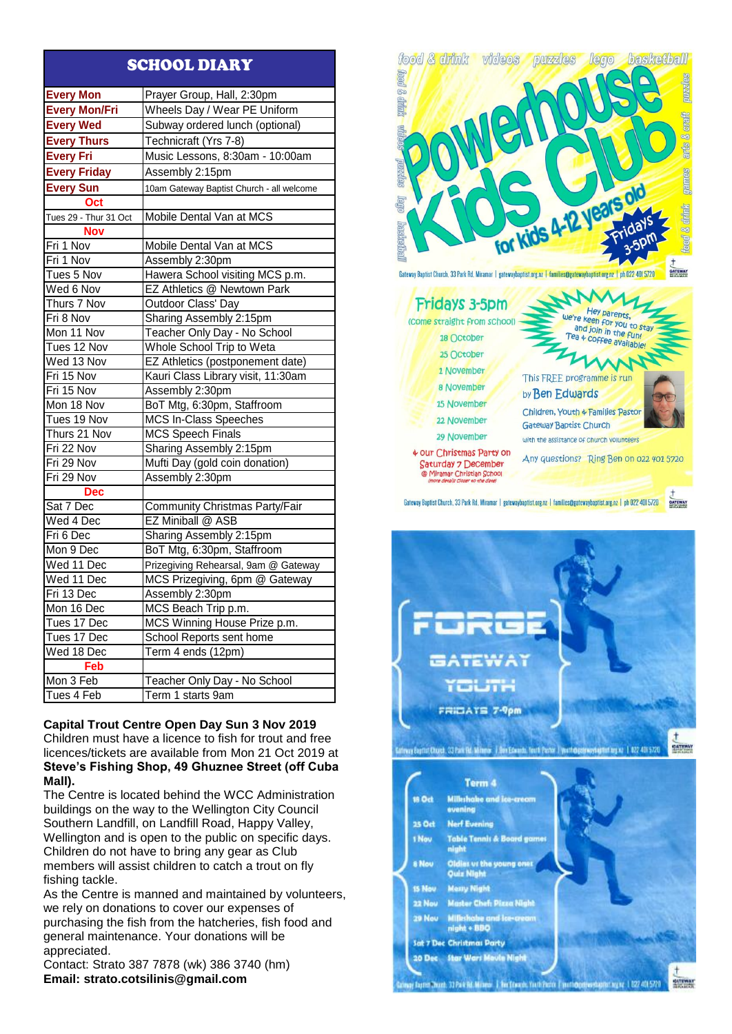## SCHOOL DIARY

| | |
|---|---|
| **Every Mon** | Prayer Group, Hall, 2:30pm |
| **Every Mon/Fri** | Wheels Day / Wear PE Uniform |
| **Every Wed** | Subway ordered lunch (optional) |
| **Every Thurs** | Technicraft (Yrs 7-8) |
| **Every Fri** | Music Lessons, 8:30am - 10:00am |
| **Every Friday** | Assembly 2:15pm |
| **Every Sun** | 10am Gateway Baptist Church - all welcome |
| **Oct** | |
| Tues 29 - Thur 31 Oct | Mobile Dental Van at MCS |
| **Nov** | |
| Fri 1 Nov | Mobile Dental Van at MCS |
| Fri 1 Nov | Assembly 2:30pm |
| Tues 5 Nov | Hawera School visiting MCS p.m. |
| Wed 6 Nov | EZ Athletics @ Newtown Park |
| Thurs 7 Nov | Outdoor Class' Day |
| Fri 8 Nov | Sharing Assembly 2:15pm |
| Mon 11 Nov | Teacher Only Day - No School |
| Tues 12 Nov | Whole School Trip to Weta |
| Wed 13 Nov | EZ Athletics (postponement date) |
| Fri 15 Nov | Kauri Class Library visit, 11:30am |
| Fri 15 Nov | Assembly 2:30pm |
| Mon 18 Nov | BoT Mtg, 6:30pm, Staffroom |
| Tues 19 Nov | MCS In-Class Speeches |
| Thurs 21 Nov | MCS Speech Finals |
| Fri 22 Nov | Sharing Assembly 2:15pm |
| Fri 29 Nov | Mufti Day (gold coin donation) |
| Fri 29 Nov | Assembly 2:30pm |
| **Dec** | |
| Sat 7 Dec | Community Christmas Party/Fair |
| Wed 4 Dec | EZ Miniball @ ASB |
| Fri 6 Dec | Sharing Assembly 2:15pm |
| Mon 9 Dec | BoT Mtg, 6:30pm, Staffroom |
| Wed 11 Dec | Prizegiving Rehearsal, 9am @ Gateway |
| Wed 11 Dec | MCS Prizegiving, 6pm @ Gateway |
| Fri 13 Dec | Assembly 2:30pm |
| Mon 16 Dec | MCS Beach Trip p.m. |
| Tues 17 Dec | MCS Winning House Prize p.m. |
| Tues 17 Dec | School Reports sent home |
| Wed 18 Dec | Term 4 ends (12pm) |
| **Feb** | |
| Mon 3 Feb | Teacher Only Day - No School |
| Tues 4 Feb | Term 1 starts 9am |

**Capital Trout Centre Open Day Sun 3 Nov 2019**
Children must have a licence to fish for trout and free licences/tickets are available from Mon 21 Oct 2019 at **Steve's Fishing Shop, 49 Ghuznee Street (off Cuba Mall).**
The Centre is located behind the WCC Administration buildings on the way to the Wellington City Council Southern Landfill, on Landfill Road, Happy Valley, Wellington and is open to the public on specific days. Children do not have to bring any gear as Club members will assist children to catch a trout on fly fishing tackle.
As the Centre is manned and maintained by volunteers, we rely on donations to cover our expenses of purchasing the fish from the hatcheries, fish food and general maintenance. Your donations will be appreciated.
Contact: Strato 387 7878 (wk) 386 3740 (hm)
**Email: strato.cotsilinis@gmail.com**

## Powerhouse Kids Club

food & drink · videos · puzzles · lego · basketball · arts & craft · games

for kids 4-12 years old — Fridays 3-5pm

Gateway Baptist Church, 33 Park Rd, Miramar | gatewaybaptist.org.nz | families@gatewaybaptist.org.nz | ph 022 401 5720

**Fridays 3-5pm** (Come straight from school)

- 18 October
- 25 October
- 1 November
- 8 November
- 15 November
- 22 November
- 29 November

+ our Christmas Party on Saturday 7 December @ Miramar Christian School (more details closer to the date)

Hey parents, we're keen for you to stay and join in the fun! Tea + coffee available!

This FREE programme is run by Ben Edwards, Children, Youth + Families Pastor, Gateway Baptist Church, with the assistance of church volunteers

Any questions? Ring Ben on 022 401 5720

## FORGE Gateway Youth

FRIDAYS 7-9pm

Gateway Baptist Church, 33 Park Rd, Miramar | Ben Edwards, Youth Pastor | youth@gatewaybaptist.org.nz | 022 401 5720

**Term 4**

| | |
|---|---|
| 18 Oct | Milkshake and ice-cream evening |
| 25 Oct | Nerf Evening |
| 1 Nov | Table Tennis & Board games night |
| 8 Nov | Oldies vs the young ones Quiz Night |
| 15 Nov | Messy Night |
| 22 Nov | Master Chef: Pizza Night |
| 29 Nov | Milkshake and ice-cream night + BBQ |
| Sat 7 Dec | Christmas Party |
| 20 Dec | Star Wars Movie Night |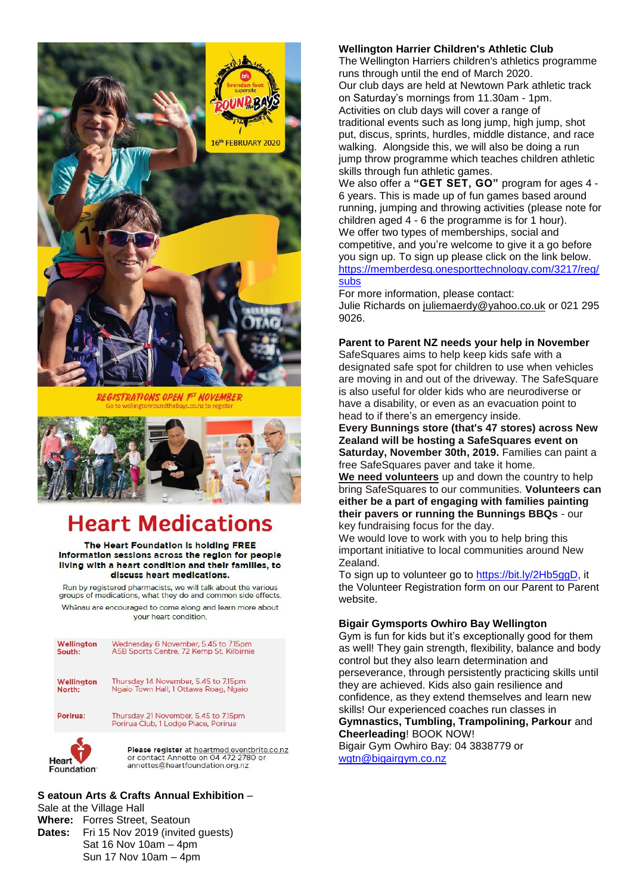16th FEBRUARY 2020

brendan foot superstite ROUND the BAYS

REGISTRATIONS OPEN 1ST NOVEMBER

Go to wellingtonroundthebays.co.nz to register

# Heart Medications

**The Heart Foundation is holding FREE information sessions across the region for people living with a heart condition and their families, to discuss heart medications.**

Run by registered pharmacists, we will talk about the various groups of medications, what they do and common side effects.

Whānau are encouraged to come along and learn more about your heart condition.

| | |
|---|---|
| **Wellington South:** | Wednesday 6 November, 5.45 to 7.15pm ASB Sports Centre, 72 Kemp St, Kilbirnie |
| **Wellington North:** | Thursday 14 November, 5.45 to 7.15pm Ngaio Town Hall, 1 Ottawa Road, Ngaio |
| **Porirua:** | Thursday 21 November, 5.45 to 7.15pm Porirua Club, 1 Lodge Place, Porirua |

Heart Foundation

**Please register** at heartmed.eventbrite.co.nz or contact Annette on 04 472 2780 or annettes@heartfoundation.org.nz

**S eatoun Arts & Crafts Annual Exhibition** – Sale at the Village Hall

**Where:** Forres Street, Seatoun

**Dates:** Fri 15 Nov 2019 (invited guests)
Sat 16 Nov 10am – 4pm
Sun 17 Nov 10am – 4pm

**Wellington Harrier Children's Athletic Club**

The Wellington Harriers children's athletics programme runs through until the end of March 2020.

Our club days are held at Newtown Park athletic track on Saturday's mornings from 11.30am - 1pm.

Activities on club days will cover a range of traditional events such as long jump, high jump, shot put, discus, sprints, hurdles, middle distance, and race walking. Alongside this, we will also be doing a run jump throw programme which teaches children athletic skills through fun athletic games.

We also offer a **"GET SET, GO"** program for ages 4 - 6 years. This is made up of fun games based around running, jumping and throwing activities (please note for children aged 4 - 6 the programme is for 1 hour).

We offer two types of memberships, social and competitive, and you're welcome to give it a go before you sign up. To sign up please click on the link below.
https://memberdesq.onesporttechnology.com/3217/reg/subs

For more information, please contact:
Julie Richards on juliemaerdy@yahoo.co.uk or 021 295 9026.

**Parent to Parent NZ needs your help in November**

SafeSquares aims to help keep kids safe with a designated safe spot for children to use when vehicles are moving in and out of the driveway. The SafeSquare is also useful for older kids who are neurodiverse or have a disability, or even as an evacuation point to head to if there's an emergency inside.

**Every Bunnings store (that's 47 stores) across New Zealand will be hosting a SafeSquares event on Saturday, November 30th, 2019.** Families can paint a free SafeSquares paver and take it home.

**We need volunteers** up and down the country to help bring SafeSquares to our communities. **Volunteers can either be a part of engaging with families painting their pavers or running the Bunnings BBQs** - our key fundraising focus for the day.

We would love to work with you to help bring this important initiative to local communities around New Zealand.

To sign up to volunteer go to https://bit.ly/2Hb5ggD, it the Volunteer Registration form on our Parent to Parent website.

**Bigair Gymsports Owhiro Bay Wellington**

Gym is fun for kids but it's exceptionally good for them as well! They gain strength, flexibility, balance and body control but they also learn determination and perseverance, through persistently practicing skills until they are achieved. Kids also gain resilience and confidence, as they extend themselves and learn new skills! Our experienced coaches run classes in **Gymnastics, Tumbling, Trampolining, Parkour** and **Cheerleading**! BOOK NOW!

Bigair Gym Owhiro Bay: 04 3838779 or wgtn@bigairgym.co.nz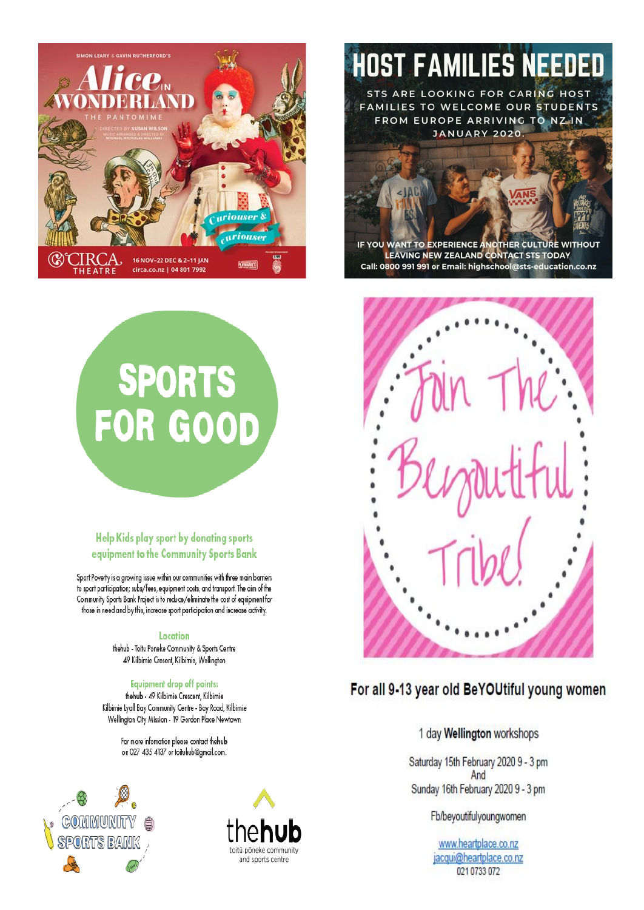SIMON LEARY & GAVIN RUTHERFORD'S

# Alice in Wonderland

THE PANTOMIME

DIRECTED BY SUSAN WILSON

MUSIC ARRANGED & DIRECTED BY MICHAEL NICHOLAS WILLIAMS

Curiouser & curiouser

CIRCA THEATRE

16 NOV–22 DEC & 2–11 JAN

circa.co.nz | 04 801 7992

# HOST FAMILIES NEEDED

STS ARE LOOKING FOR CARING HOST FAMILIES TO WELCOME OUR STUDENTS FROM EUROPE ARRIVING TO NZ IN JANUARY 2020.

IF YOU WANT TO EXPERIENCE ANOTHER CULTURE WITHOUT LEAVING NEW ZEALAND CONTACT STS TODAY

Call: 0800 991 991 or Email: highschool@sts-education.co.nz

# SPORTS FOR GOOD

## Help Kids play sport by donating sports equipment to the Community Sports Bank

Sport Poverty is a growing issue within our communities with three main barriers to sport participation; subs/fees, equipment costs, and transport. The aim of the Community Sports Bank Project is to reduce/eliminate the cost of equipment for those in need and by this, increase sport participation and increase activity.

### Location

thehub - Toitu Poneke Community & Sports Centre
49 Kilbirnie Cresent, Kilbirnie, Wellington

### Equipment drop off points:

thehub - 49 Kilbirnie Crescent, Kilbirnie
Kilbirnie Lyall Bay Community Centre - Bay Road, Kilbirnie
Wellington City Mission - 19 Gordon Place Newtown

For more infomation please contact thehub on 027 435 4137 or toituhub@gmail.com.

COMMUNITY SPORTS BANK

thehub toitū pōneke community and sports centre

# Join The Beyoutiful Tribe!

## For all 9-13 year old BeYOUtiful young women

1 day **Wellington** workshops

Saturday 15th February 2020 9 - 3 pm
And
Sunday 16th February 2020 9 - 3 pm

Fb/beyoutifulyoungwomen

www.heartplace.co.nz
jacqui@heartplace.co.nz
021 0733 072